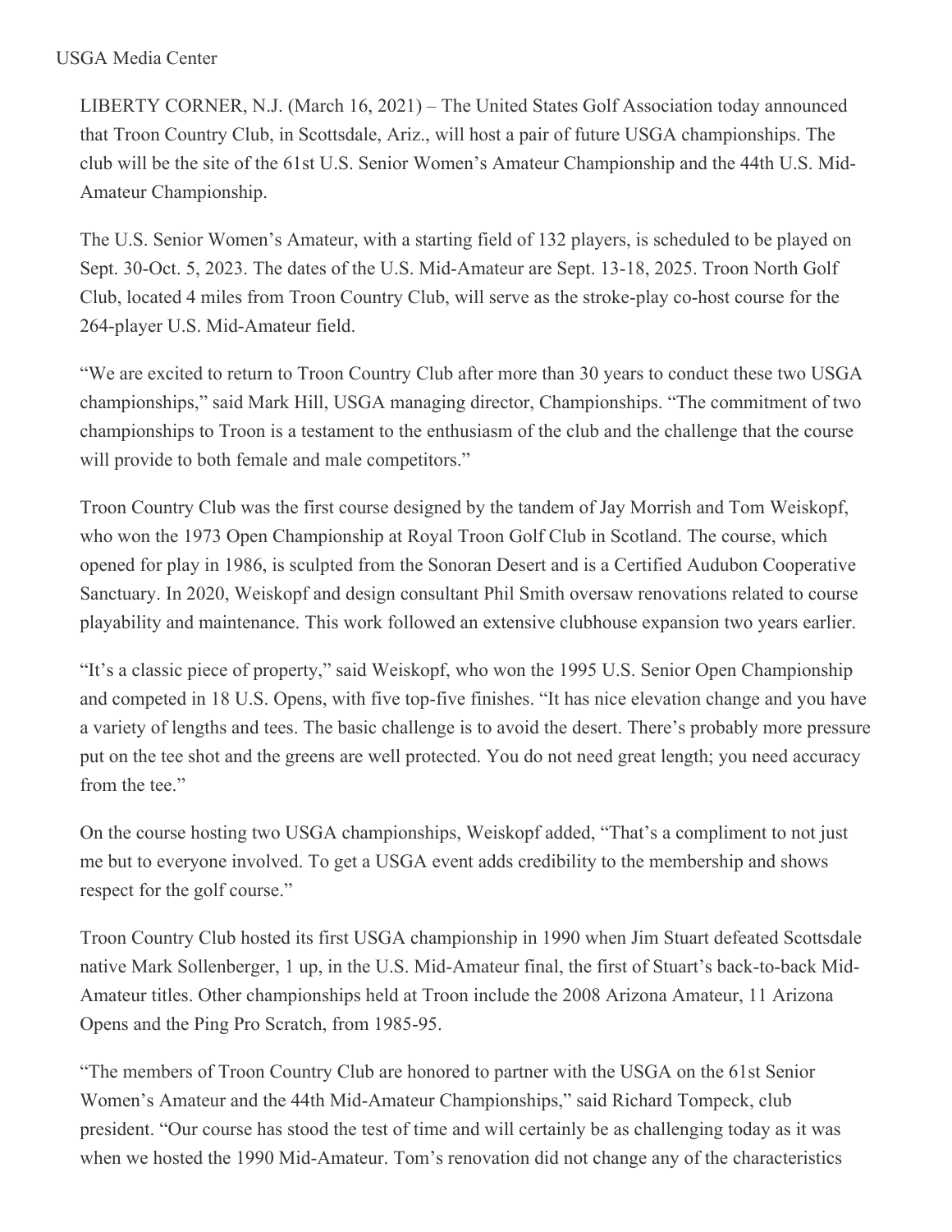USGA Media Center

LIBERTY CORNER, N.J. (March 16, 2021) – The United States Golf Association today announced that Troon Country Club, in Scottsdale, Ariz., will host a pair of future USGA championships. The club will be the site of the 61st U.S. Senior Women's Amateur Championship and the 44th U.S. Mid-Amateur Championship.

The U.S. Senior Women's Amateur, with a starting field of 132 players, is scheduled to be played on Sept. 30-Oct. 5, 2023. The dates of the U.S. Mid-Amateur are Sept. 13-18, 2025. Troon North Golf Club, located 4 miles from Troon Country Club, will serve as the stroke-play co-host course for the 264-player U.S. Mid-Amateur field.

"We are excited to return to Troon Country Club after more than 30 years to conduct these two USGA championships," said Mark Hill, USGA managing director, Championships. "The commitment of two championships to Troon is a testament to the enthusiasm of the club and the challenge that the course will provide to both female and male competitors."

Troon Country Club was the first course designed by the tandem of Jay Morrish and Tom Weiskopf, who won the 1973 Open Championship at Royal Troon Golf Club in Scotland. The course, which opened for play in 1986, is sculpted from the Sonoran Desert and is a Certified Audubon Cooperative Sanctuary. In 2020, Weiskopf and design consultant Phil Smith oversaw renovations related to course playability and maintenance. This work followed an extensive clubhouse expansion two years earlier.

"It's a classic piece of property," said Weiskopf, who won the 1995 U.S. Senior Open Championship and competed in 18 U.S. Opens, with five top-five finishes. "It has nice elevation change and you have a variety of lengths and tees. The basic challenge is to avoid the desert. There's probably more pressure put on the tee shot and the greens are well protected. You do not need great length; you need accuracy from the tee."

On the course hosting two USGA championships, Weiskopf added, "That's a compliment to not just me but to everyone involved. To get a USGA event adds credibility to the membership and shows respect for the golf course."

Troon Country Club hosted its first USGA championship in 1990 when Jim Stuart defeated Scottsdale native Mark Sollenberger, 1 up, in the U.S. Mid-Amateur final, the first of Stuart's back-to-back Mid-Amateur titles. Other championships held at Troon include the 2008 Arizona Amateur, 11 Arizona Opens and the Ping Pro Scratch, from 1985-95.

"The members of Troon Country Club are honored to partner with the USGA on the 61st Senior Women's Amateur and the 44th Mid-Amateur Championships," said Richard Tompeck, club president. "Our course has stood the test of time and will certainly be as challenging today as it was when we hosted the 1990 Mid-Amateur. Tom's renovation did not change any of the characteristics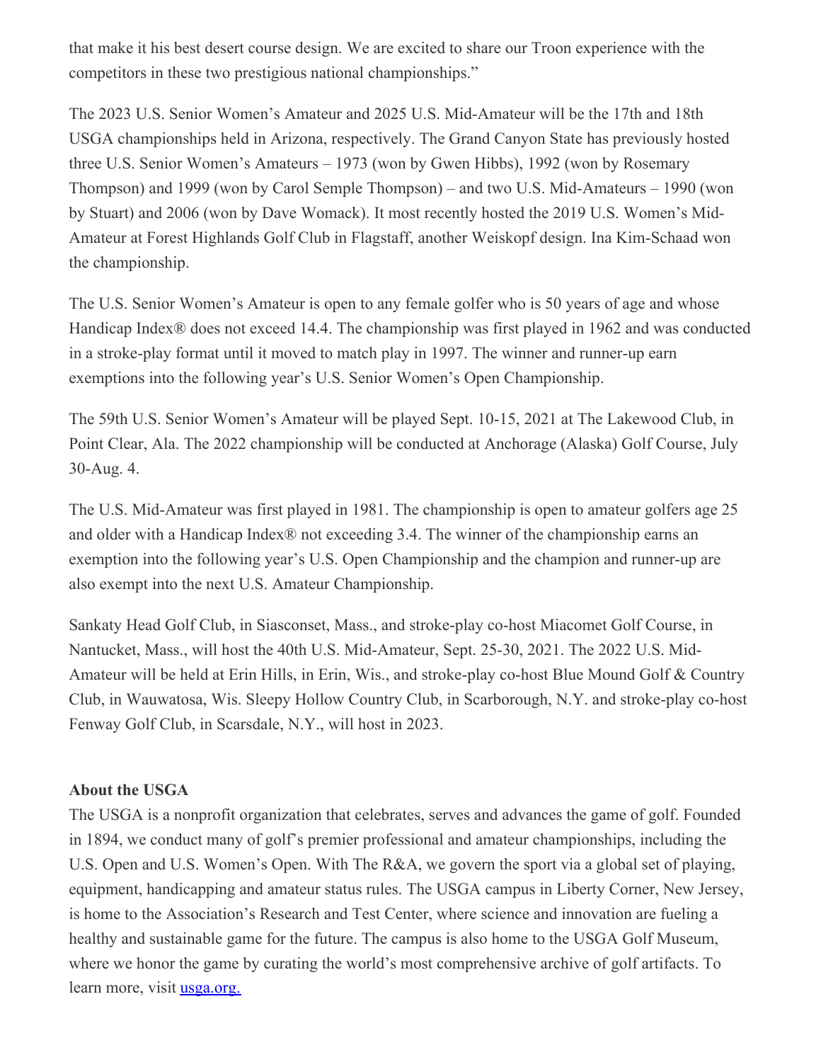that make it his best desert course design. We are excited to share our Troon experience with the competitors in these two prestigious national championships."

The 2023 U.S. Senior Women's Amateur and 2025 U.S. Mid-Amateur will be the 17th and 18th USGA championships held in Arizona, respectively. The Grand Canyon State has previously hosted three U.S. Senior Women's Amateurs – 1973 (won by Gwen Hibbs), 1992 (won by Rosemary Thompson) and 1999 (won by Carol Semple Thompson) – and two U.S. Mid-Amateurs – 1990 (won by Stuart) and 2006 (won by Dave Womack). It most recently hosted the 2019 U.S. Women's Mid-Amateur at Forest Highlands Golf Club in Flagstaff, another Weiskopf design. Ina Kim-Schaad won the championship.

The U.S. Senior Women's Amateur is open to any female golfer who is 50 years of age and whose Handicap Index® does not exceed 14.4. The championship was first played in 1962 and was conducted in a stroke-play format until it moved to match play in 1997. The winner and runner-up earn exemptions into the following year's U.S. Senior Women's Open Championship.

The 59th U.S. Senior Women's Amateur will be played Sept. 10-15, 2021 at The Lakewood Club, in Point Clear, Ala. The 2022 championship will be conducted at Anchorage (Alaska) Golf Course, July 30-Aug. 4.

The U.S. Mid-Amateur was first played in 1981. The championship is open to amateur golfers age 25 and older with a Handicap Index® not exceeding 3.4. The winner of the championship earns an exemption into the following year's U.S. Open Championship and the champion and runner-up are also exempt into the next U.S. Amateur Championship.

Sankaty Head Golf Club, in Siasconset, Mass., and stroke-play co-host Miacomet Golf Course, in Nantucket, Mass., will host the 40th U.S. Mid-Amateur, Sept. 25-30, 2021. The 2022 U.S. Mid-Amateur will be held at Erin Hills, in Erin, Wis., and stroke-play co-host Blue Mound Golf & Country Club, in Wauwatosa, Wis. Sleepy Hollow Country Club, in Scarborough, N.Y. and stroke-play co-host Fenway Golf Club, in Scarsdale, N.Y., will host in 2023.

**About the USGA**

The USGA is a nonprofit organization that celebrates, serves and advances the game of golf. Founded in 1894, we conduct many of golf's premier professional and amateur championships, including the U.S. Open and U.S. Women's Open. With The R&A, we govern the sport via a global set of playing, equipment, handicapping and amateur status rules. The USGA campus in Liberty Corner, New Jersey, is home to the Association's Research and Test Center, where science and innovation are fueling a healthy and sustainable game for the future. The campus is also home to the USGA Golf Museum, where we honor the game by curating the world's most comprehensive archive of golf artifacts. To learn more, visit [usga.org.](usga.org)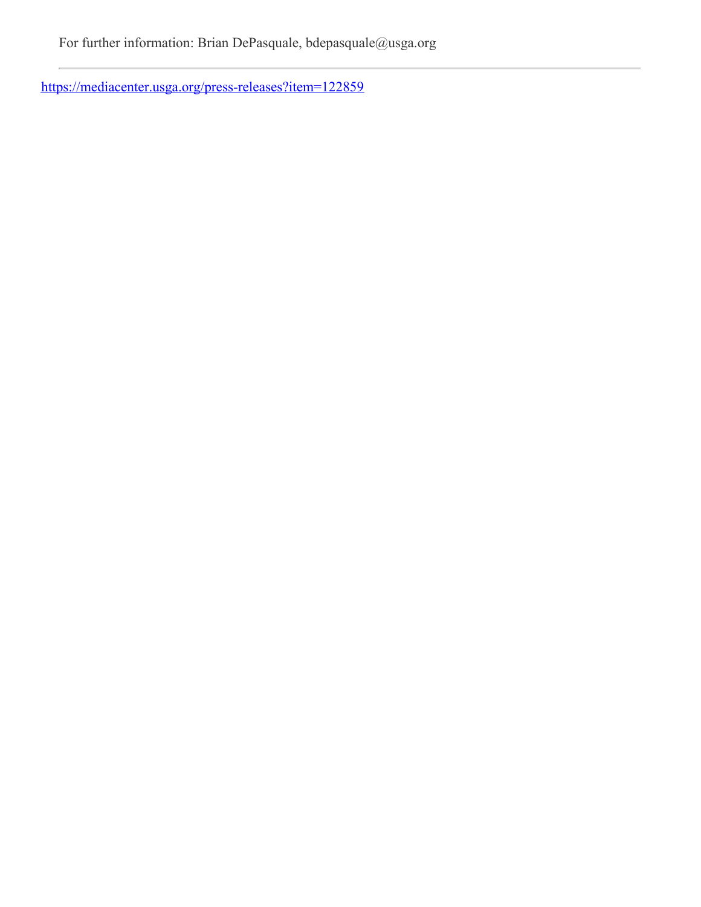For further information: Brian DePasquale, bdepasquale@usga.org

---

https://mediacenter.usga.org/press-releases?item=122859